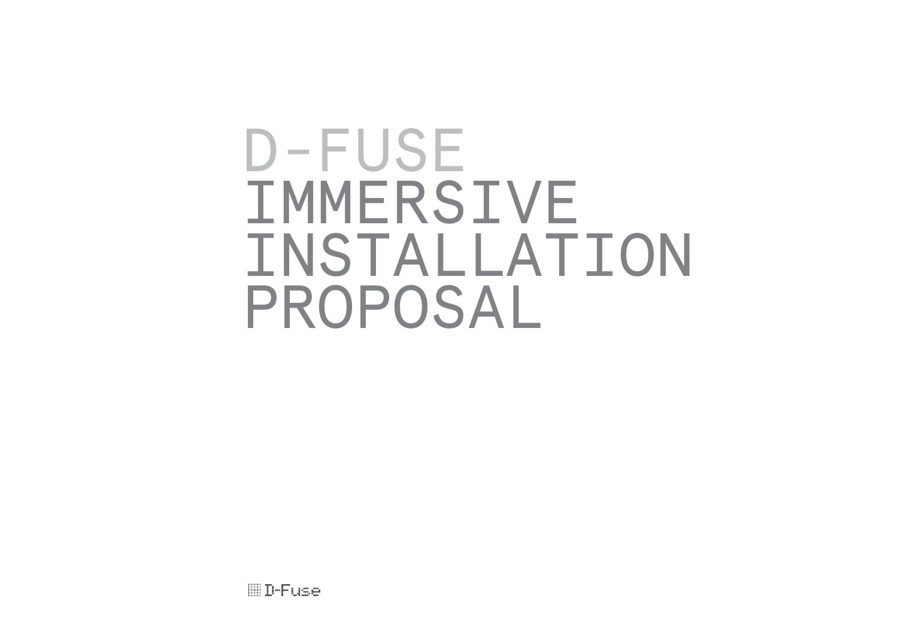# D-FUSE IMMERSIVE INSTALLATION PROPOSAL

D-Fuse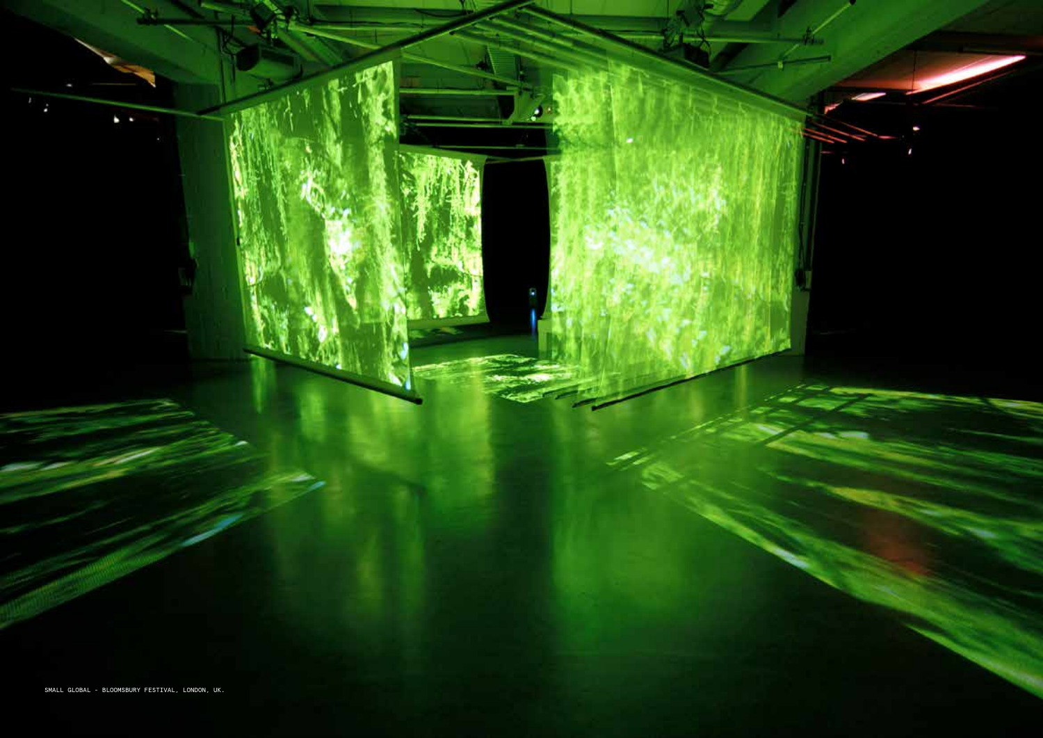SMALL GLOBAL - BLOOMSBURY FESTIVAL, LONDON, UK.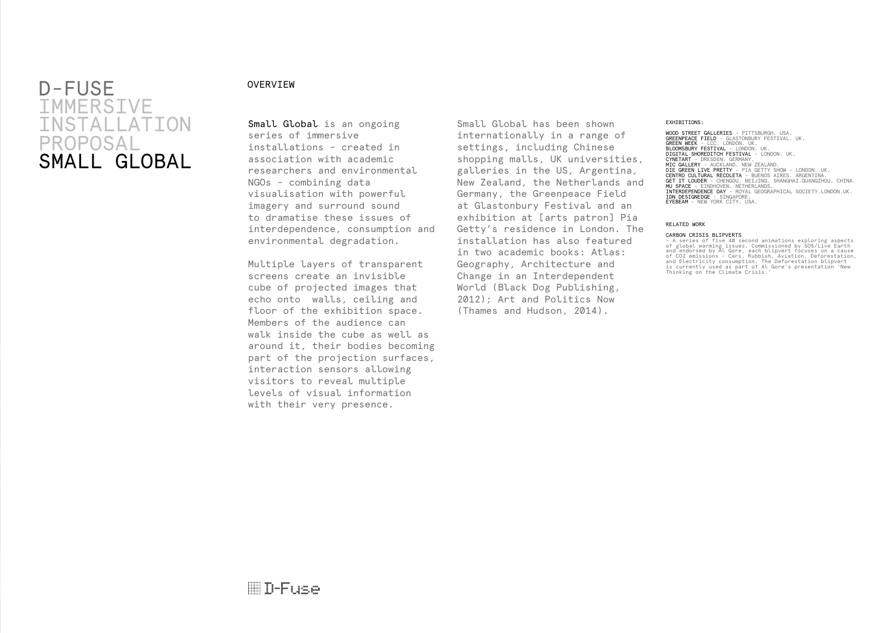# D-FUSE IMMERSIVE INSTALLATION PROPOSAL SMALL GLOBAL

## OVERVIEW

**Small Global** is an ongoing series of immersive installations – created in association with academic researchers and environmental NGOs – combining data visualisation with powerful imagery and surround sound to dramatise these issues of interdependence, consumption and environmental degradation.

Multiple layers of transparent screens create an invisible cube of projected images that echo onto walls, ceiling and floor of the exhibition space. Members of the audience can walk inside the cube as well as around it, their bodies becoming part of the projection surfaces, interaction sensors allowing visitors to reveal multiple levels of visual information with their very presence.

Small Global has been shown internationally in a range of settings, including Chinese shopping malls, UK universities, galleries in the US, Argentina, New Zealand, the Netherlands and Germany, the Greenpeace Field at Glastonbury Festival and an exhibition at [arts patron] Pia Getty's residence in London. The installation has also featured in two academic books: Atlas: Geography, Architecture and Change in an Interdependent World (Black Dog Publishing, 2012); Art and Politics Now (Thames and Hudson, 2014).

EXHIBITIONS:

**WOOD STREET GALLERIES** - PITTSBURGH. USA.
**GREENPEACE FIELD** - GLASTONBURY FESTIVAL. UK.
**GREEN WEEK** - LCC. LONDON. UK.
**BLOOMSBURY FESTIVAL** - LONDON. UK.
**DIGITAL SHOREDITCH FESTIVAL** - LONDON. UK.
**CYNETART** - DRESDEN. GERMANY.
**MIC GALLERY** - AUCKLAND. NEW ZEALAND.
**DIE GREEN LIVE PRETTY** - PIA GETTY SHOW - LONDON. UK.
**CENTRO CULTURAL RECOLETA** - BUENOS AIRES. ARGENTINA.
**GET IT LOUDER** - CHENGDU. BEIJING. SHANGHAI.GUANGZHOU. CHINA.
**MU SPACE** - EINDHOVEN. NETHERLANDS.
**INTERDEPENDENCE DAY** - ROYAL GEOGRAPHICAL SOCIETY.LONDON.UK.
**IDN DESIGNEDGE** - SINGAPORE.
**EYEBEAM** - NEW YORK CITY. USA.

RELATED WORK

CARBON CRISIS BLIPVERTS
- A series of five 40 second animations exploring aspects of global warming issues. Commissioned by SOS/Live Earth and endorsed by Al Gore, each blipvert focuses on a cause of CO2 emissions - Cars, Rubbish, Aviation, Deforestation, and Electricity consumption. The Deforestation blipvert is currently used as part of Al Gore's presentation 'New Thinking on the Climate Crisis.'

D-Fuse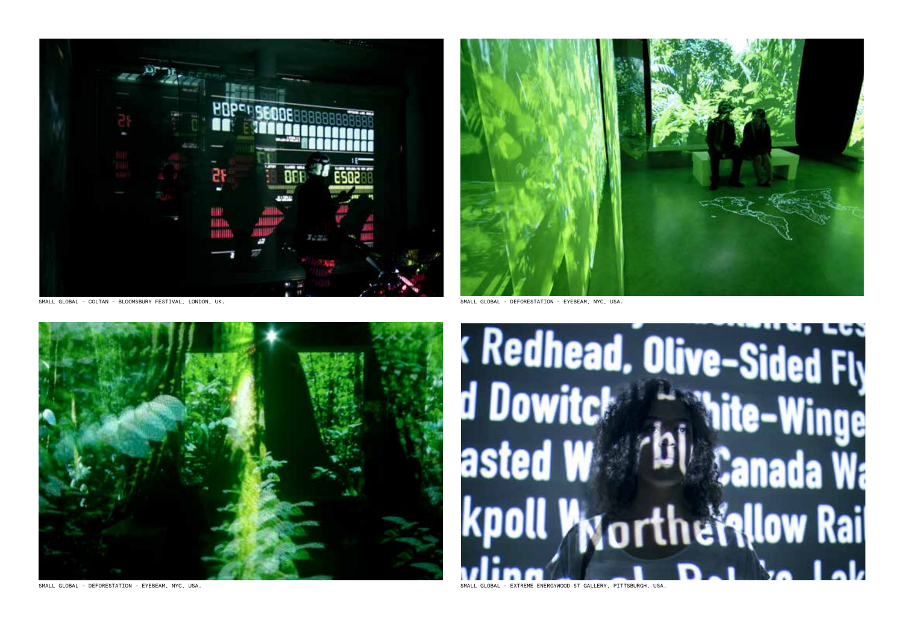SMALL GLOBAL - COLTAN - BLOOMSBURY FESTIVAL, LONDON, UK.

SMALL GLOBAL - DEFORESTATION - EYEBEAM, NYC, USA.

SMALL GLOBAL - DEFORESTATION - EYEBEAM, NYC, USA.

SMALL GLOBAL - EXTREME ENERGYWOOD ST GALLERY, PITTSBURGH, USA.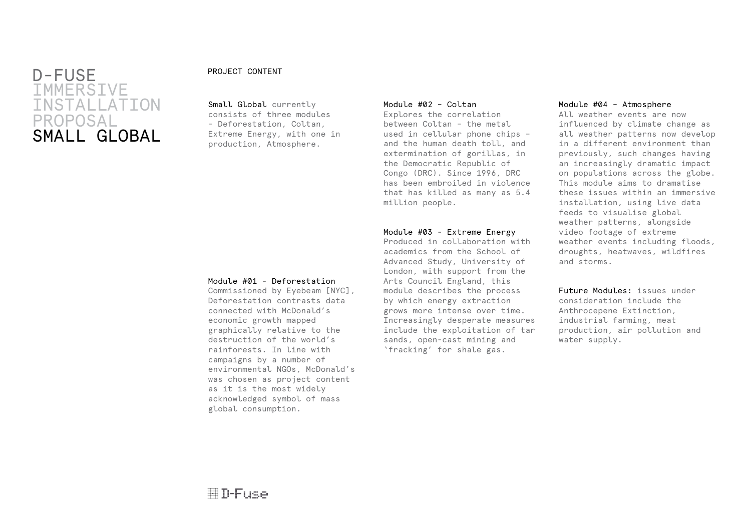# D-FUSE IMMERSIVE INSTALLATION PROPOSAL SMALL GLOBAL

## PROJECT CONTENT

**Small Global** currently consists of three modules - Deforestation, Coltan, Extreme Energy, with one in production, Atmosphere.

**Module #01 - Deforestation**
Commissioned by Eyebeam [NYC], Deforestation contrasts data connected with McDonald's economic growth mapped graphically relative to the destruction of the world's rainforests. In line with campaigns by a number of environmental NGOs, McDonald's was chosen as project content as it is the most widely acknowledged symbol of mass global consumption.

**Module #02 - Coltan**
Explores the correlation between Coltan – the metal used in cellular phone chips – and the human death toll, and extermination of gorillas, in the Democratic Republic of Congo (DRC). Since 1996, DRC has been embroiled in violence that has killed as many as 5.4 million people.

**Module #03 - Extreme Energy**
Produced in collaboration with academics from the School of Advanced Study, University of London, with support from the Arts Council England, this module describes the process by which energy extraction grows more intense over time. Increasingly desperate measures include the exploitation of tar sands, open-cast mining and 'fracking' for shale gas.

**Module #04 - Atmosphere**
All weather events are now influenced by climate change as all weather patterns now develop in a different environment than previously, such changes having an increasingly dramatic impact on populations across the globe. This module aims to dramatise these issues within an immersive installation, using live data feeds to visualise global weather patterns, alongside video footage of extreme weather events including floods, droughts, heatwaves, wildfires and storms.

**Future Modules:** issues under consideration include the Anthrocepene Extinction, industrial farming, meat production, air pollution and water supply.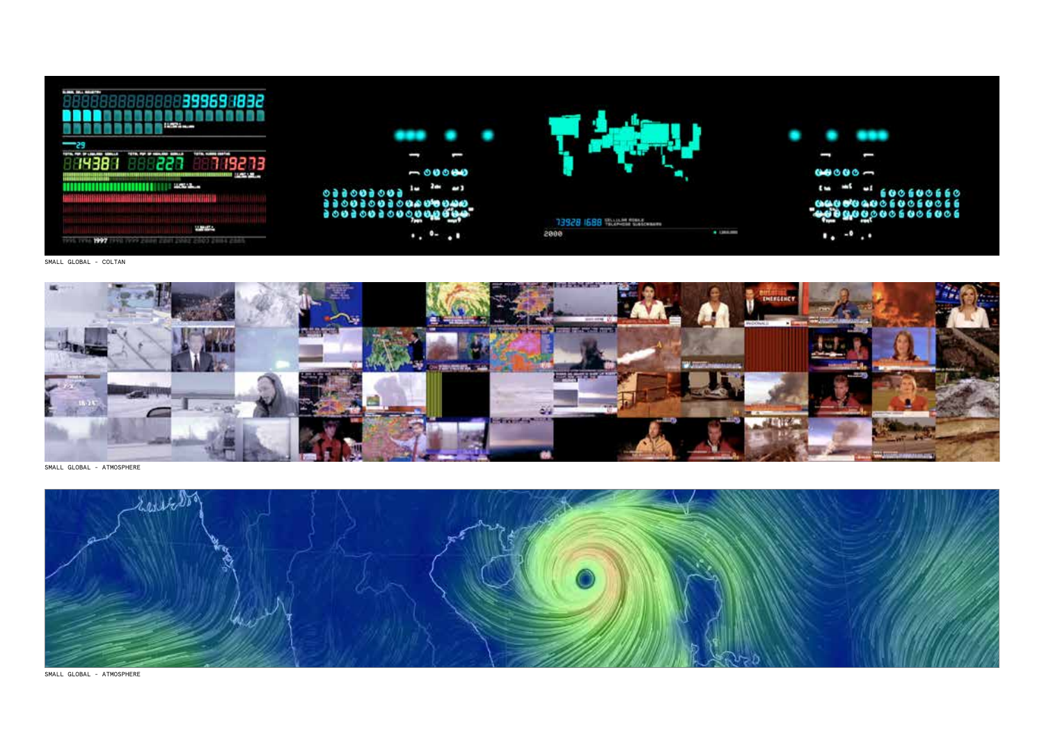SMALL GLOBAL - COLTAN

SMALL GLOBAL - ATMOSPHERE

SMALL GLOBAL - ATMOSPHERE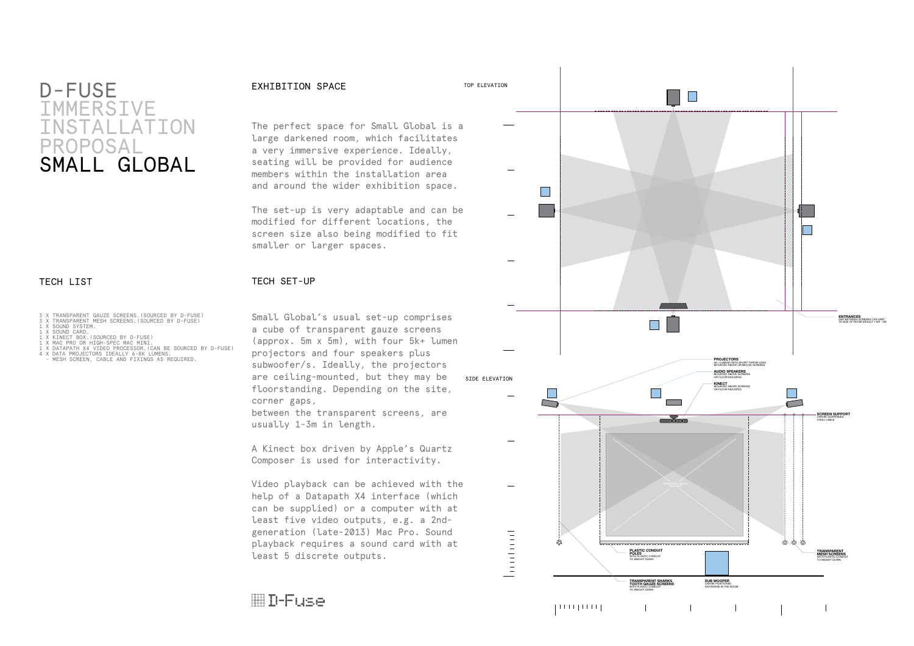# D-FUSE IMMERSIVE INSTALLATION PROPOSAL SMALL GLOBAL

## EXHIBITION SPACE

The perfect space for Small Global is a large darkened room, which facilitates a very immersive experience. Ideally, seating will be provided for audience members within the installation area and around the wider exhibition space.

The set-up is very adaptable and can be modified for different locations, the screen size also being modified to fit smaller or larger spaces.

## TECH LIST

- 3 X TRANSPARENT GAUZE SCREENS.(SOURCED BY D-FUSE)
- 3 X TRANSPARENT MESH SCREENS.(SOURCED BY D-FUSE)
- 1 X SOUND SYSTEM.
- 1 X SOUND CARD.
- 1 X KINECT BOX.(SOURCED BY D-FUSE)
- 1 X MAC PRO OR HIGH-SPEC MAC MINI.
- 1 X DATAPATH X4 VIDEO PROCESSOR.(CAN BE SOURCED BY D-FUSE)
- 4 X DATA PROJECTORS IDEALLY 6-8K LUMENS.
- - MESH SCREEN, CABLE AND FIXINGS AS REQUIRED.

## TECH SET-UP

Small Global's usual set-up comprises a cube of transparent gauze screens (approx. 5m x 5m), with four 5k+ lumen projectors and four speakers plus subwoofer/s. Ideally, the projectors are ceiling-mounted, but they may be floorstanding. Depending on the site, corner gaps,
between the transparent screens, are usually 1-3m in length.

A Kinect box driven by Apple's Quartz Composer is used for interactivity.

Video playback can be achieved with the help of a Datapath X4 interface (which can be supplied) or a computer with at least five video outputs, e.g. a 2nd-generation (late-2013) Mac Pro. Sound playback requires a sound card with at least 5 discrete outputs.

TOP ELEVATION

**ENTRANCES** GAP BETWEEN SCREENS CAN VARY TO SIZE OF ROOM IDEALLY 1.5M - 3M

SIDE ELEVATION

**PROJECTORS** 6K+ LUMENS WITH SHORT THROW LENS MOUNTED ABOVE OR BELOW SCREENS

**AUDIO SPEAKERS** MOUNTED ABOVE SCREENS OR FLOOR MOUNTED

**KINECT** MOUNTED ABOVE SCREENS OR FLOOR MOUNTED

**SCREEN SUPPORT** CAN BE SUSPENDED STEEL CABLE

**PLASTIC CONDUIT POLES** WITH PLASTIC CONDUIT TO WEIGHT DOWN

**TRANSPARENT SHARKS TOOTH GAUZE SCREENS** WITH PLASTIC CONDUIT TO WEIGHT DOWN

**SUB WOOFER** CAN BE POSITIONED ANYWHERE IN THE ROOM

**TRANSPARENT MESH SCREENS** WITH PLASTIC CONDUIT TO WEIGHT DOWN

D-Fuse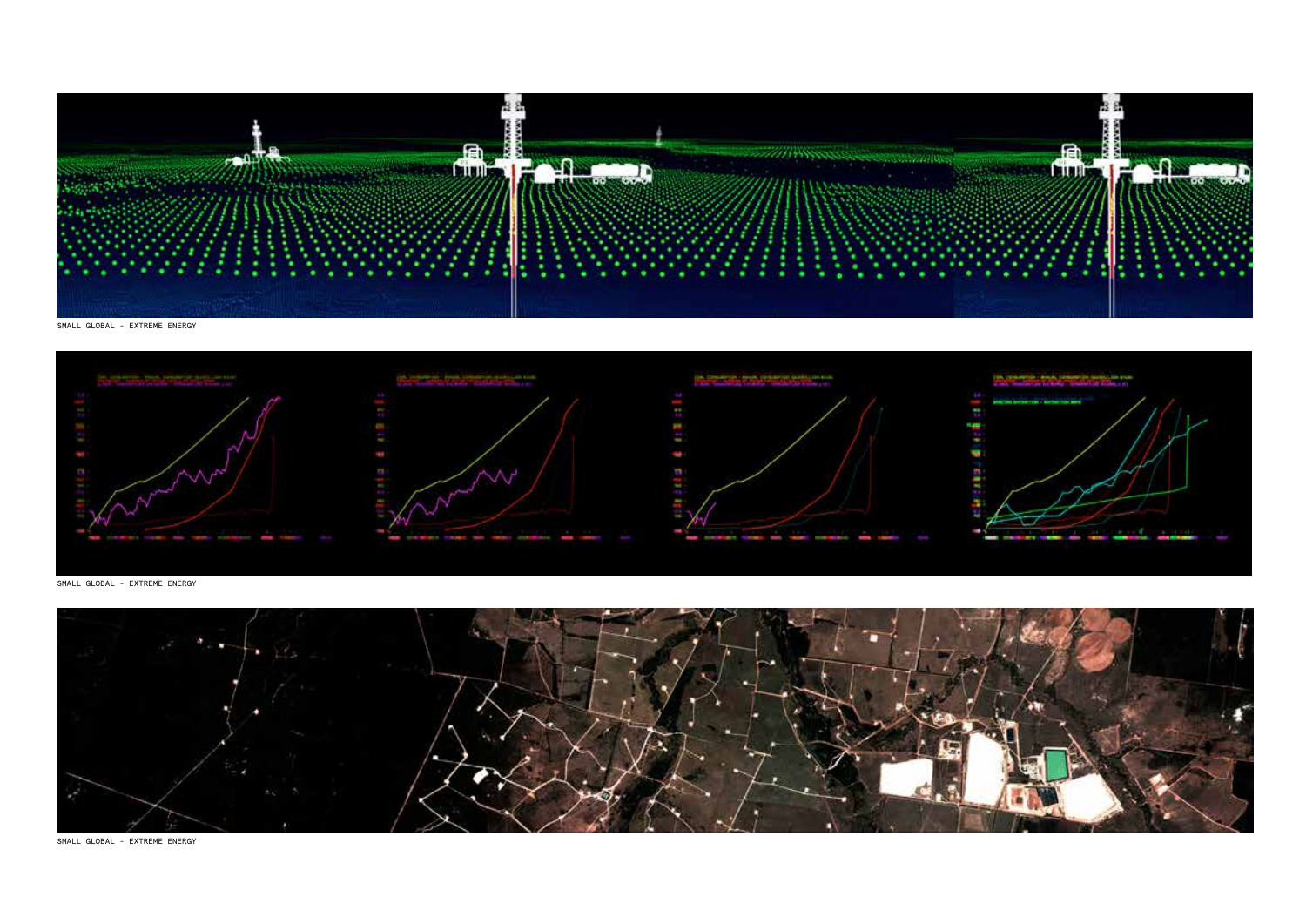SMALL GLOBAL - EXTREME ENERGY

SMALL GLOBAL - EXTREME ENERGY

SMALL GLOBAL - EXTREME ENERGY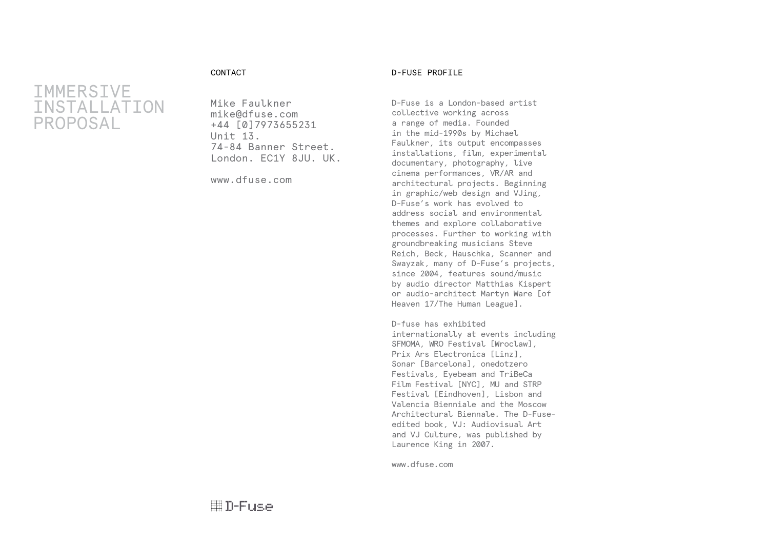# IMMERSIVE INSTALLATION PROPOSAL

## CONTACT

Mike Faulkner
mike@dfuse.com
+44 [0]7973655231
Unit 13.
74-84 Banner Street.
London. EC1Y 8JU. UK.

www.dfuse.com

## D-FUSE PROFILE

D-Fuse is a London-based artist collective working across a range of media. Founded in the mid-1990s by Michael Faulkner, its output encompasses installations, film, experimental documentary, photography, live cinema performances, VR/AR and architectural projects. Beginning in graphic/web design and VJing, D-Fuse's work has evolved to address social and environmental themes and explore collaborative processes. Further to working with groundbreaking musicians Steve Reich, Beck, Hauschka, Scanner and Swayzak, many of D-Fuse's projects, since 2004, features sound/music by audio director Matthias Kispert or audio-architect Martyn Ware [of Heaven 17/The Human League].

D-fuse has exhibited internationally at events including SFMOMA, WRO Festival [Wroclaw], Prix Ars Electronica [Linz], Sonar [Barcelona], onedotzero Festivals, Eyebeam and TriBeCa Film Festival [NYC], MU and STRP Festival [Eindhoven], Lisbon and Valencia Bienniale and the Moscow Architectural Biennale. The D-Fuse-edited book, VJ: Audiovisual Art and VJ Culture, was published by Laurence King in 2007.

www.dfuse.com

D-Fuse